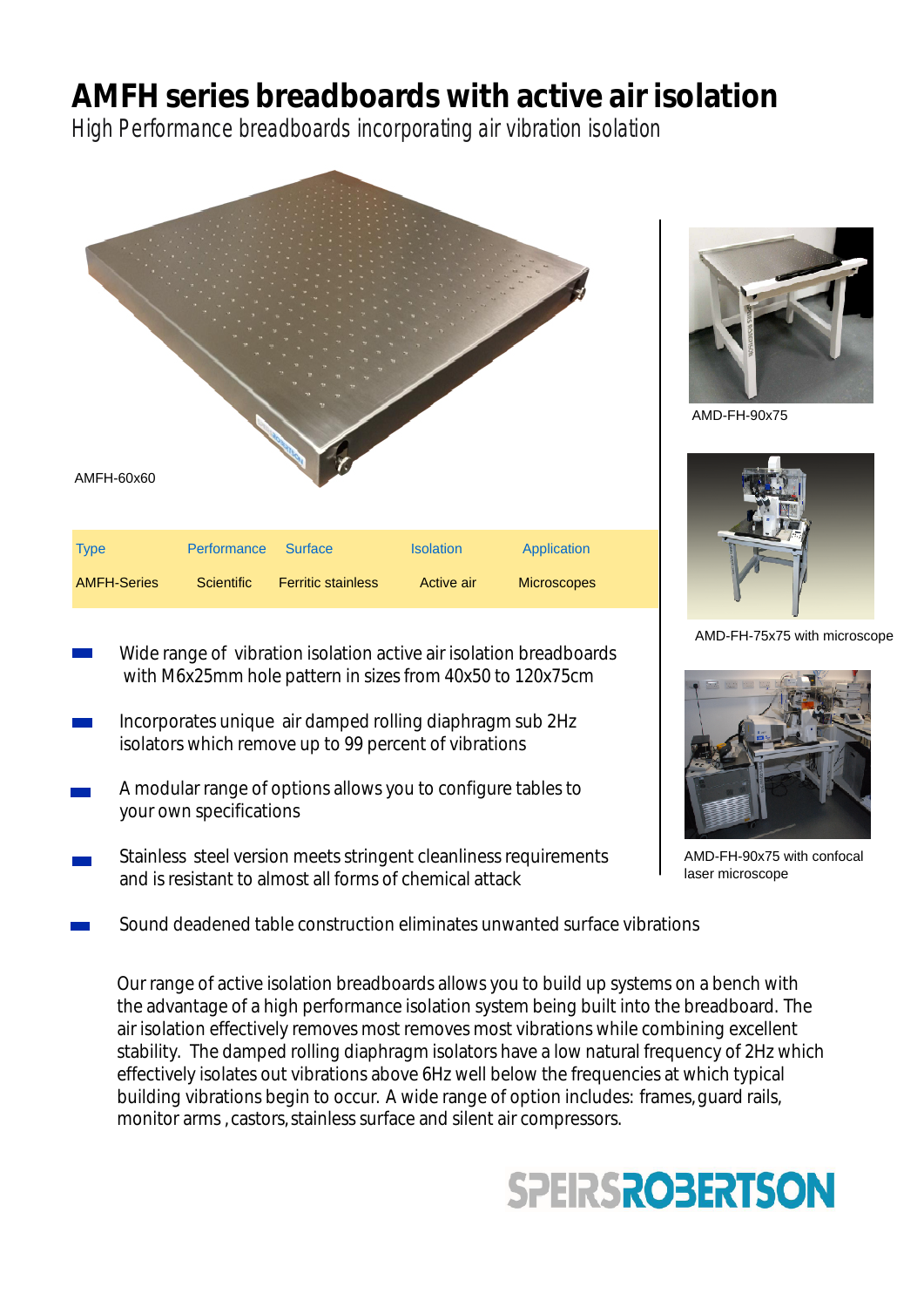# AMFH series breadboards with active air isolation

*High Performance breadboards incorporating air vibration isolation*

AMFH-60x60

AMD-FH-90x75

AMD-FH-75x75 with microscope

AMD-FH-90x75 with confocal laser microscope

| Type | Performance | Surface | Isolation | Application |
|---|---|---|---|---|
| AMFH-Series | Scientific | Ferritic stainless | Active air | Microscopes |

- Wide range of vibration isolation active air isolation breadboards with M6x25mm hole pattern in sizes from 40x50 to 120x75cm
- Incorporates unique air damped rolling diaphragm sub 2Hz isolators which remove up to 99 percent of vibrations
- A modular range of options allows you to configure tables to your own specifications
- Stainless steel version meets stringent cleanliness requirements and is resistant to almost all forms of chemical attack
- Sound deadened table construction eliminates unwanted surface vibrations

Our range of active isolation breadboards allows you to build up systems on a bench with the advantage of a high performance isolation system being built into the breadboard. The air isolation effectively removes most removes most vibrations while combining excellent stability. The damped rolling diaphragm isolators have a low natural frequency of 2Hz which effectively isolates out vibrations above 6Hz well below the frequencies at which typical building vibrations begin to occur. A wide range of option includes: frames, guard rails, monitor arms , castors, stainless surface and silent air compressors.

SPEIRSROBERTSON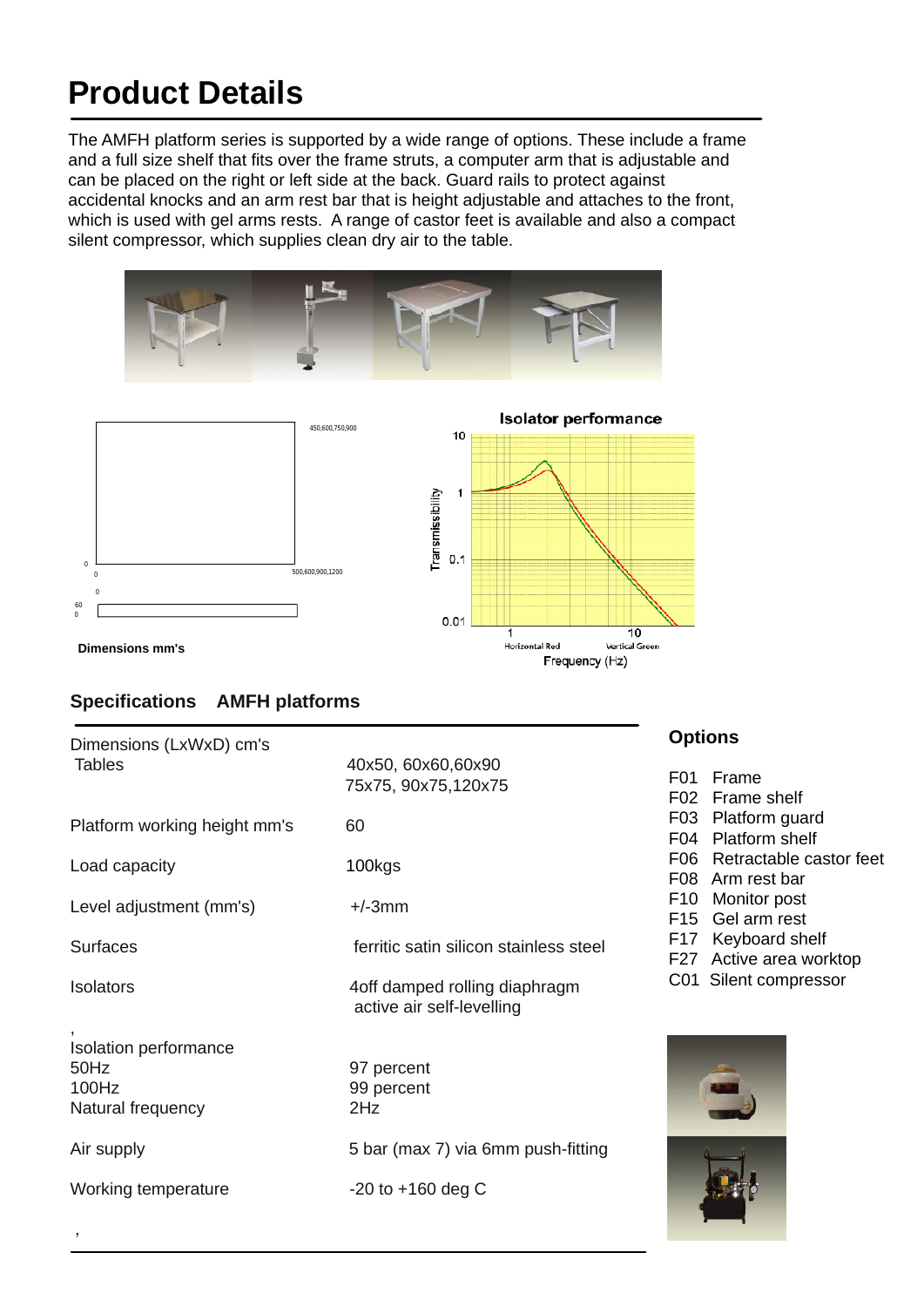# Product Details

The AMFH platform series is supported by a wide range of options. These include a frame and a full size shelf that fits over the frame struts, a computer arm that is adjustable and can be placed on the right or left side at the back. Guard rails to protect against accidental knocks and an arm rest bar that is height adjustable and attaches to the front, which is used with gel arms rests. A range of castor feet is available and also a compact silent compressor, which supplies clean dry air to the table.

450,600,750,900

0

0

500,600,900,1200

0

60
0

**Dimensions mm's**

Isolator performance

10

1

0.1

0.01

Transmissibility

1

10

Horizontal Red

Vertical Green

Frequency (Hz)

## Specifications AMFH platforms

| | |
|---|---|
| Dimensions (LxWxD) cm's<br>Tables | 40x50, 60x60,60x90<br>75x75, 90x75,120x75 |
| Platform working height mm's | 60 |
| Load capacity | 100kgs |
| Level adjustment (mm's) | +/-3mm |
| Surfaces | ferritic satin silicon stainless steel |
| Isolators | 4off damped rolling diaphragm<br>active air self-levelling |
| Isolation performance<br>50Hz<br>100Hz<br>Natural frequency | <br>97 percent<br>99 percent<br>2Hz |
| Air supply | 5 bar (max 7) via 6mm push-fitting |
| Working temperature | -20 to +160 deg C |

## Options

- F01 Frame
- F02 Frame shelf
- F03 Platform guard
- F04 Platform shelf
- F06 Retractable castor feet
- F08 Arm rest bar
- F10 Monitor post
- F15 Gel arm rest
- F17 Keyboard shelf
- F27 Active area worktop
- C01 Silent compressor